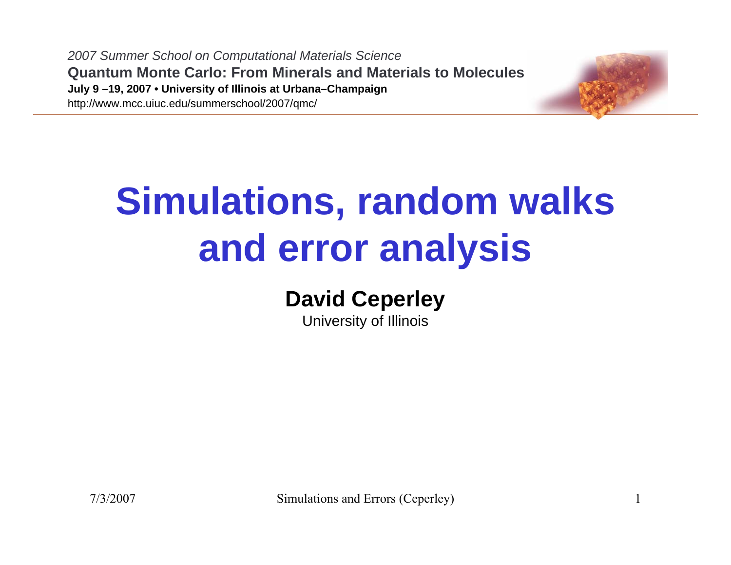*2007 Summer School on Computational Materials Science*

**Quantum Monte Carlo: From Minerals and Materials to Molecules**

**July 9 –19, 2007 • University of Illinois at Urbana–Champaign**

http://www.mcc.uiuc.edu/summerschool/2007/qmc/

# Simulations, random walks and error analysis

**David Ceperley**

University of Illinois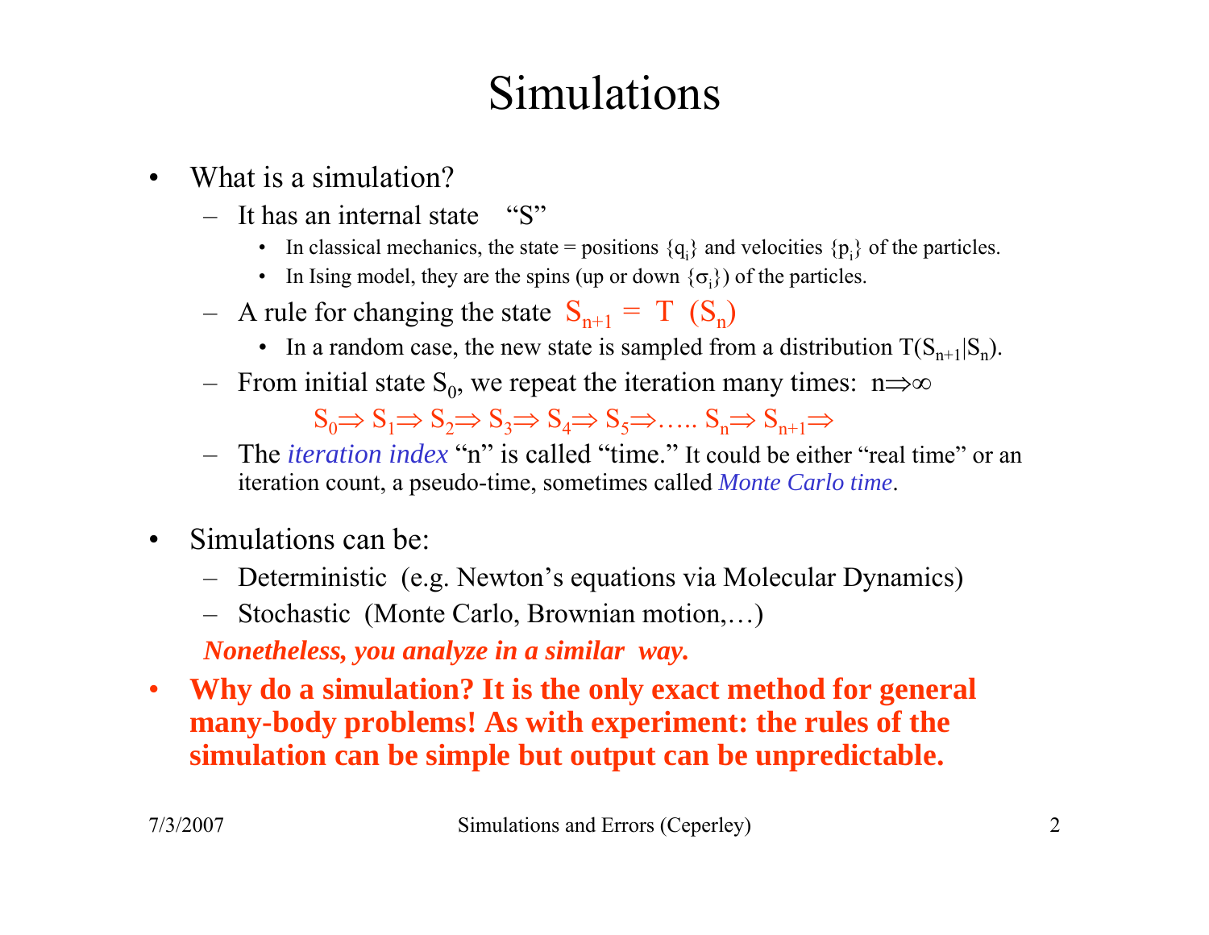# Simulations

- What is a simulation?
  - It has an internal state "S"
    - In classical mechanics, the state = positions $\{q_i\}$ and velocities $\{p_i\}$ of the particles.
    - In Ising model, they are the spins (up or down $\{\sigma_i\}$) of the particles.
  - A rule for changing the state $S_{n+1} = T\ (S_n)$
    - In a random case, the new state is sampled from a distribution $T(S_{n+1}|S_n)$.
  - From initial state $S_0$, we repeat the iteration many times: $n \Rightarrow \infty$

    $$S_0 \Rightarrow S_1 \Rightarrow S_2 \Rightarrow S_3 \Rightarrow S_4 \Rightarrow S_5 \Rightarrow \ldots.. S_n \Rightarrow S_{n+1} \Rightarrow$$

  - The *iteration index* "n" is called "time." It could be either "real time" or an iteration count, a pseudo-time, sometimes called *Monte Carlo time*.

- Simulations can be:
  - Deterministic (e.g. Newton's equations via Molecular Dynamics)
  - Stochastic (Monte Carlo, Brownian motion,…)

  ***Nonetheless, you analyze in a similar way.***

- **Why do a simulation? It is the only exact method for general many-body problems! As with experiment: the rules of the simulation can be simple but output can be unpredictable.**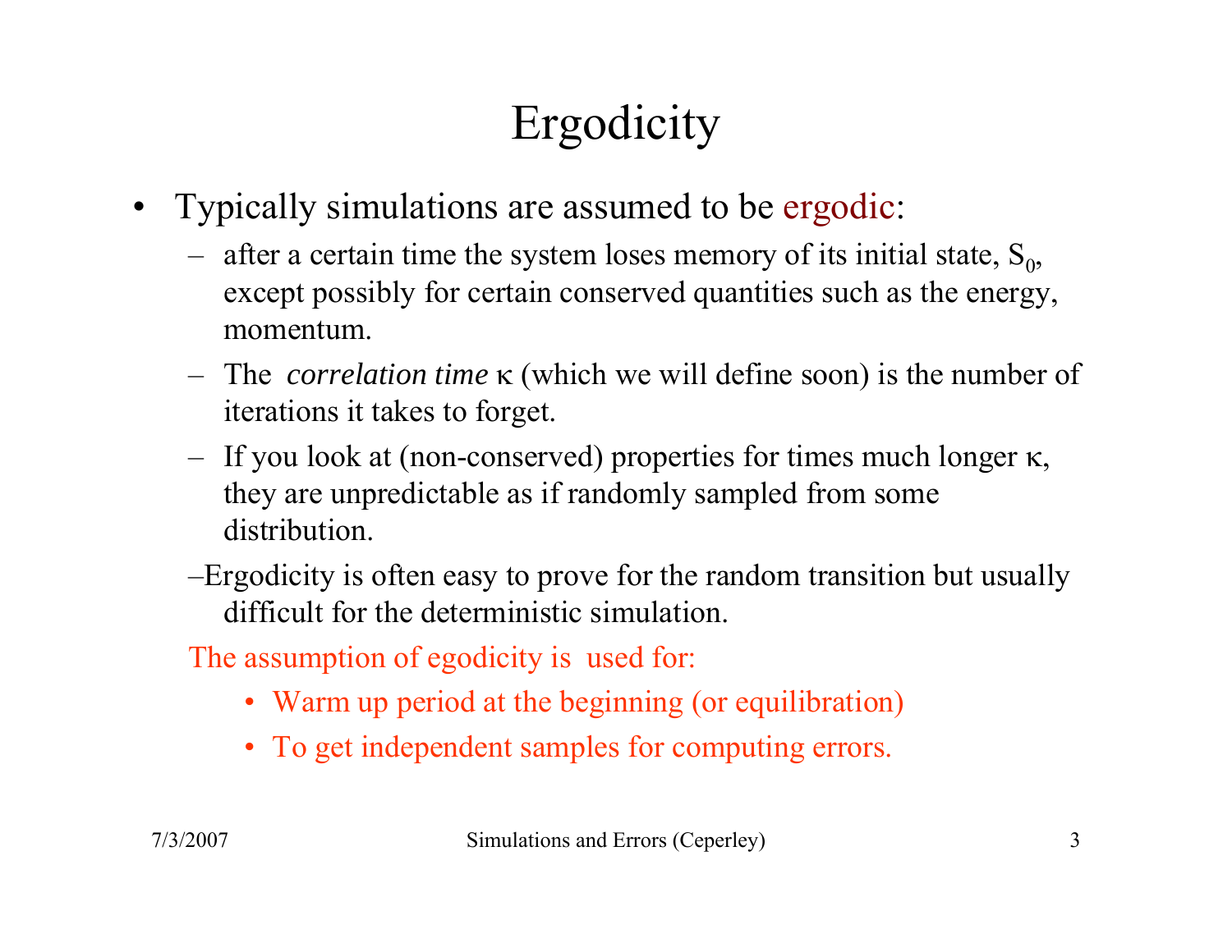# Ergodicity

- Typically simulations are assumed to be ergodic:
  - after a certain time the system loses memory of its initial state, $S_0$, except possibly for certain conserved quantities such as the energy, momentum.
  - The *correlation time* $\kappa$ (which we will define soon) is the number of iterations it takes to forget.
  - If you look at (non-conserved) properties for times much longer $\kappa$, they are unpredictable as if randomly sampled from some distribution.
  - Ergodicity is often easy to prove for the random transition but usually difficult for the deterministic simulation.

The assumption of egodicity is used for:

- Warm up period at the beginning (or equilibration)
- To get independent samples for computing errors.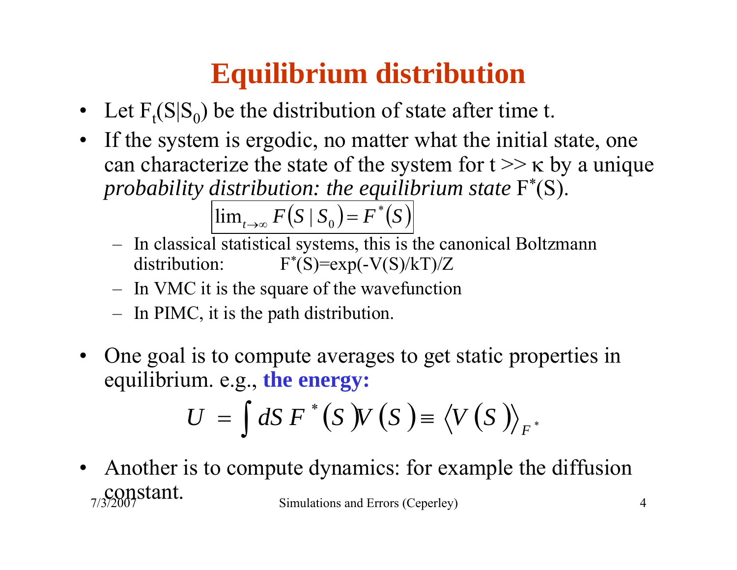# Equilibrium distribution

- Let $F_t(S|S_0)$ be the distribution of state after time t.
- If the system is ergodic, no matter what the initial state, one can characterize the state of the system for t >> κ by a unique *probability distribution: the equilibrium state* $F^*(S)$.

$$\boxed{\lim_{t\to\infty} F(S \mid S_0) = F^*(S)}$$

  - In classical statistical systems, this is the canonical Boltzmann distribution: $F^*(S)=\exp(-V(S)/kT)/Z$
  - In VMC it is the square of the wavefunction
  - In PIMC, it is the path distribution.

- One goal is to compute averages to get static properties in equilibrium. e.g., **the energy:**

$$U = \int dS\, F^*(S) V(S) \equiv \langle V(S) \rangle_{F^*}$$

- Another is to compute dynamics: for example the diffusion constant.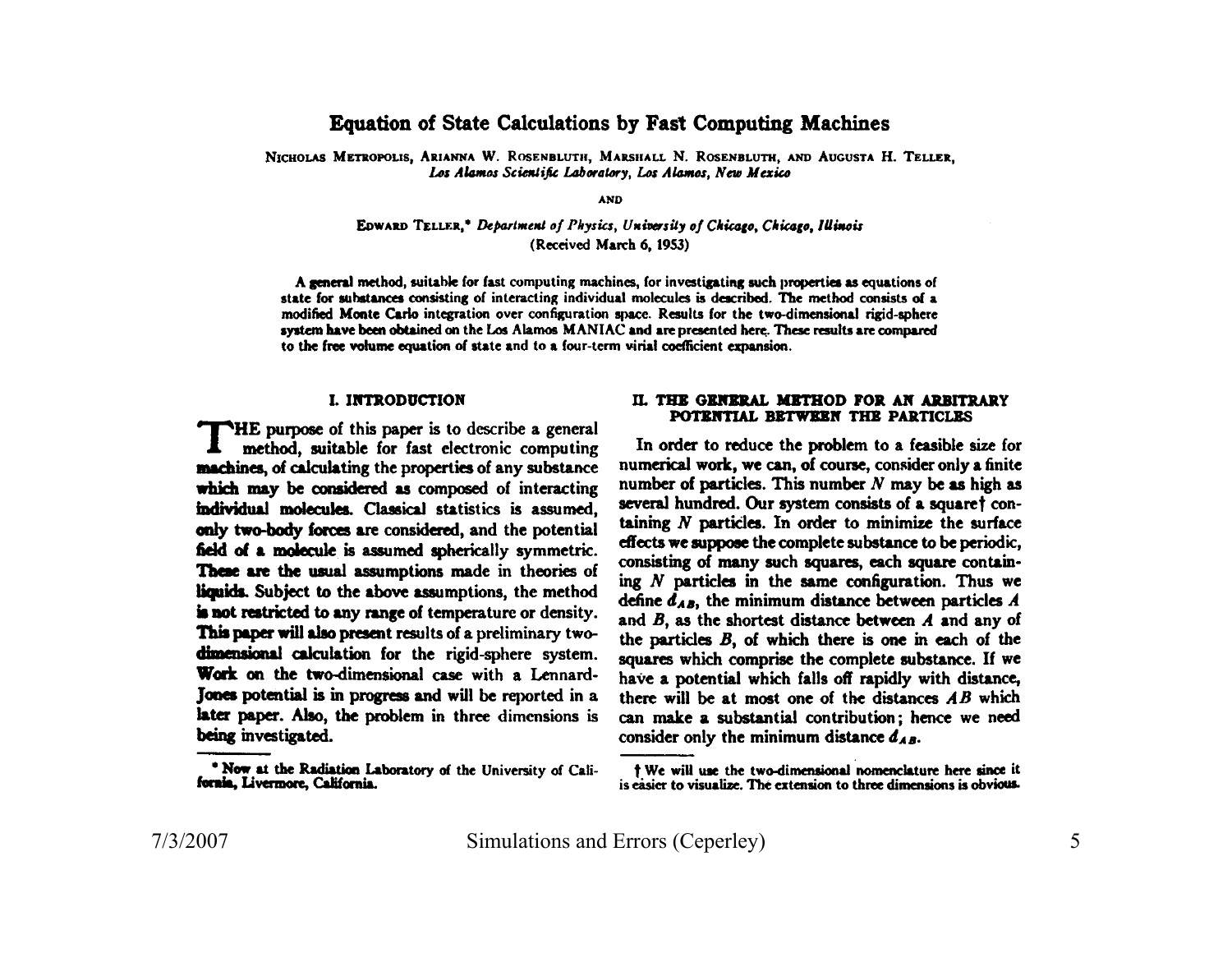# Equation of State Calculations by Fast Computing Machines

NICHOLAS METROPOLIS, ARIANNA W. ROSENBLUTH, MARSHALL N. ROSENBLUTH, AND AUGUSTA H. TELLER,
*Los Alamos Scientific Laboratory, Los Alamos, New Mexico*

AND

EDWARD TELLER,* *Department of Physics, University of Chicago, Chicago, Illinois*
(Received March 6, 1953)

A general method, suitable for fast computing machines, for investigating such properties as equations of state for substances consisting of interacting individual molecules is described. The method consists of a modified Monte Carlo integration over configuration space. Results for the two-dimensional rigid-sphere system have been obtained on the Los Alamos MANIAC and are presented here. These results are compared to the free volume equation of state and to a four-term virial coefficient expansion.

## I. INTRODUCTION

THE purpose of this paper is to describe a general method, suitable for fast electronic computing machines, of calculating the properties of any substance which may be considered as composed of interacting individual molecules. Classical statistics is assumed, only two-body forces are considered, and the potential field of a molecule is assumed spherically symmetric. These are the usual assumptions made in theories of liquids. Subject to the above assumptions, the method is not restricted to any range of temperature or density. This paper will also present results of a preliminary two-dimensional calculation for the rigid-sphere system. Work on the two-dimensional case with a Lennard-Jones potential is in progress and will be reported in a later paper. Also, the problem in three dimensions is being investigated.

\* Now at the Radiation Laboratory of the University of California, Livermore, California.

## II. THE GENERAL METHOD FOR AN ARBITRARY POTENTIAL BETWEEN THE PARTICLES

In order to reduce the problem to a feasible size for numerical work, we can, of course, consider only a finite number of particles. This number $N$ may be as high as several hundred. Our system consists of a square† containing $N$ particles. In order to minimize the surface effects we suppose the complete substance to be periodic, consisting of many such squares, each square containing $N$ particles in the same configuration. Thus we define $d_{AB}$, the minimum distance between particles $A$ and $B$, as the shortest distance between $A$ and any of the particles $B$, of which there is one in each of the squares which comprise the complete substance. If we have a potential which falls off rapidly with distance, there will be at most one of the distances $AB$ which can make a substantial contribution; hence we need consider only the minimum distance $d_{AB}$.

† We will use the two-dimensional nomenclature here since it is easier to visualize. The extension to three dimensions is obvious.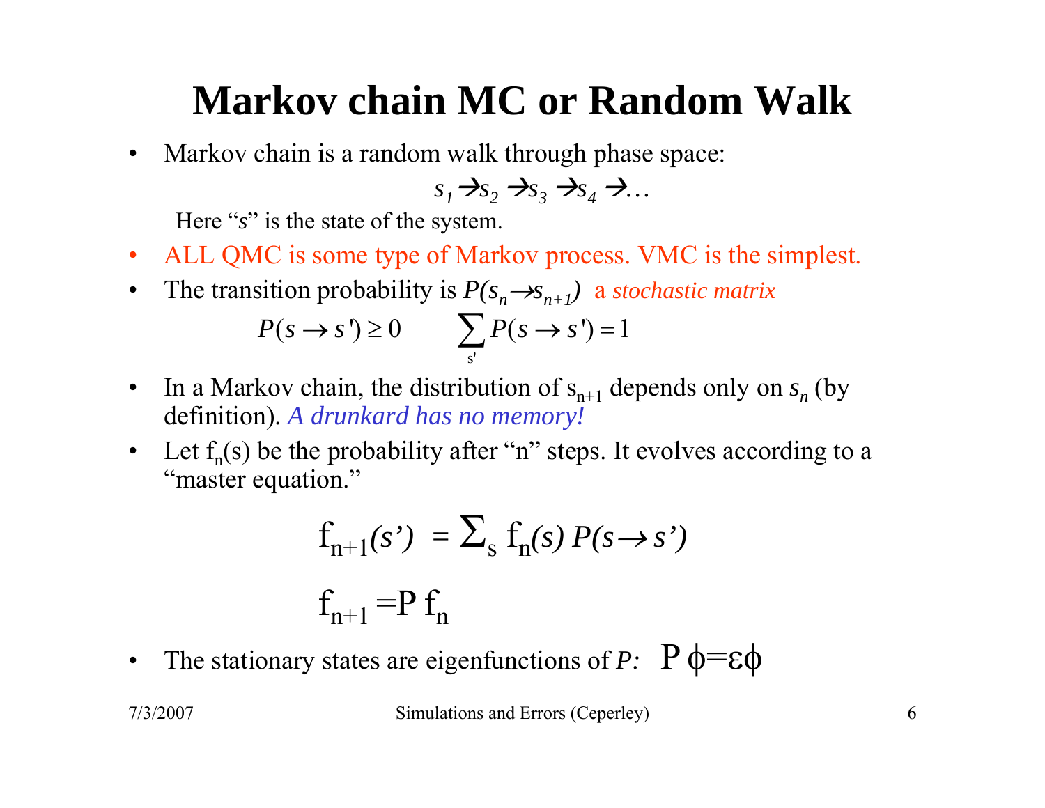# Markov chain MC or Random Walk

- Markov chain is a random walk through phase space:

$$s_1 \rightarrow s_2 \rightarrow s_3 \rightarrow s_4 \rightarrow \ldots$$

  Here "*s*" is the state of the system.

- ALL QMC is some type of Markov process. VMC is the simplest.
- The transition probability is $P(s_n \rightarrow s_{n+1})$ a *stochastic matrix*

$$P(s \rightarrow s') \geq 0 \qquad \sum_{s'} P(s \rightarrow s') = 1$$

- In a Markov chain, the distribution of $s_{n+1}$ depends only on $s_n$ (by definition). *A drunkard has no memory!*
- Let $f_n(s)$ be the probability after "n" steps. It evolves according to a "master equation."

$$f_{n+1}(s') = \sum_s f_n(s) P(s \rightarrow s')$$

$$f_{n+1} = P f_n$$

- The stationary states are eigenfunctions of *P:* $P\phi = \varepsilon\phi$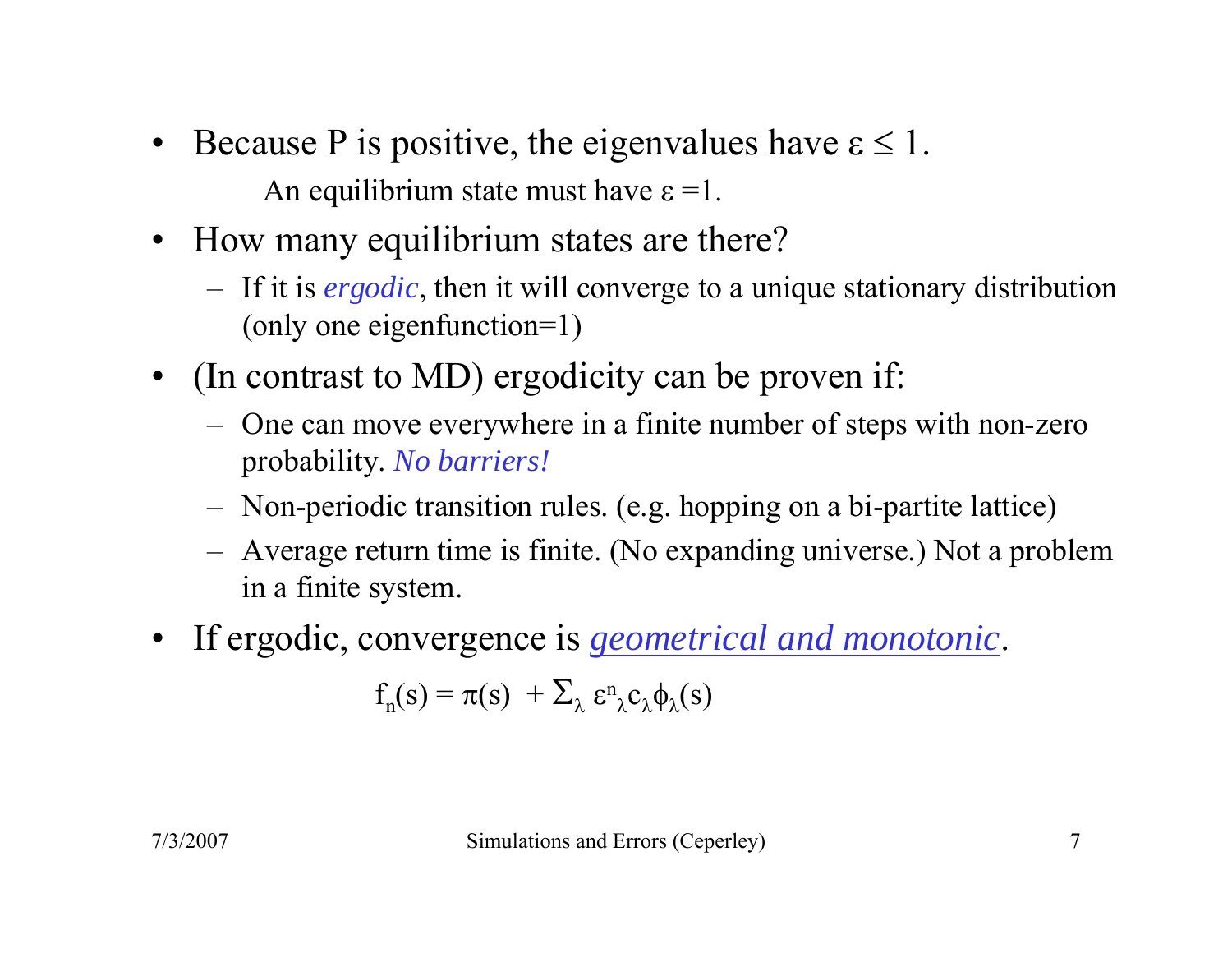- Because P is positive, the eigenvalues have $\varepsilon \leq 1$.

  An equilibrium state must have $\varepsilon = 1$.

- How many equilibrium states are there?
  - If it is *ergodic*, then it will converge to a unique stationary distribution (only one eigenfunction=1)

- (In contrast to MD) ergodicity can be proven if:
  - One can move everywhere in a finite number of steps with non-zero probability. *No barriers!*
  - Non-periodic transition rules. (e.g. hopping on a bi-partite lattice)
  - Average return time is finite. (No expanding universe.) Not a problem in a finite system.

- If ergodic, convergence is ***geometrical and monotonic***.

$$f_n(s) = \pi(s) + \sum_{\lambda} \varepsilon^n_{\lambda} c_{\lambda} \phi_{\lambda}(s)$$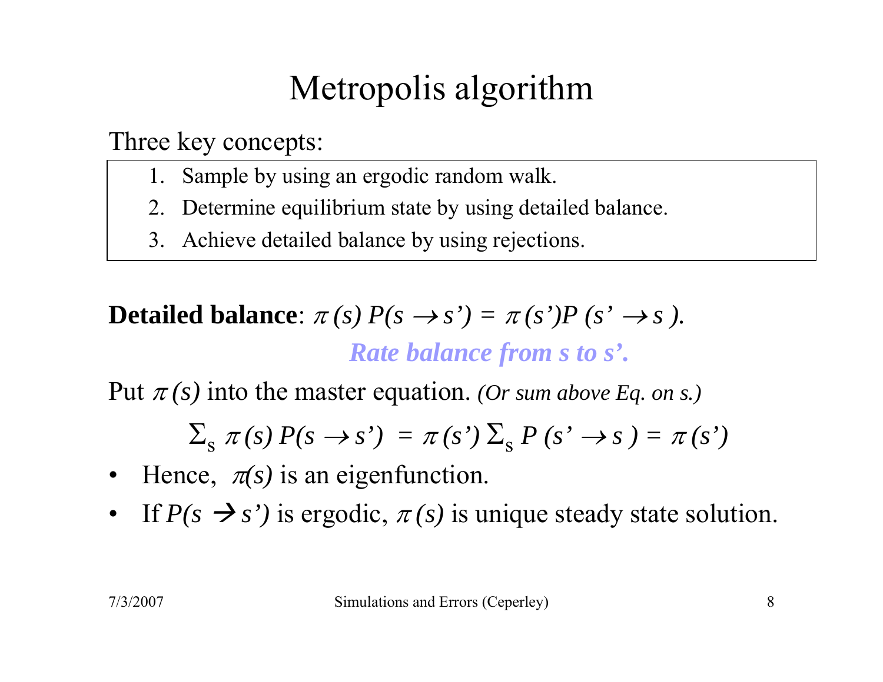# Metropolis algorithm

Three key concepts:

1. Sample by using an ergodic random walk.
2. Determine equilibrium state by using detailed balance.
3. Achieve detailed balance by using rejections.

**Detailed balance**: $\pi(s) P(s \rightarrow s') = \pi(s') P(s' \rightarrow s)$.

***Rate balance from s to s'.***

Put $\pi(s)$ into the master equation. *(Or sum above Eq. on s.)*

$$\Sigma_s \pi(s) P(s \rightarrow s') = \pi(s') \Sigma_s P(s' \rightarrow s) = \pi(s')$$

- Hence, $\pi(s)$ is an eigenfunction.
- If $P(s \rightarrow s')$ is ergodic, $\pi(s)$ is unique steady state solution.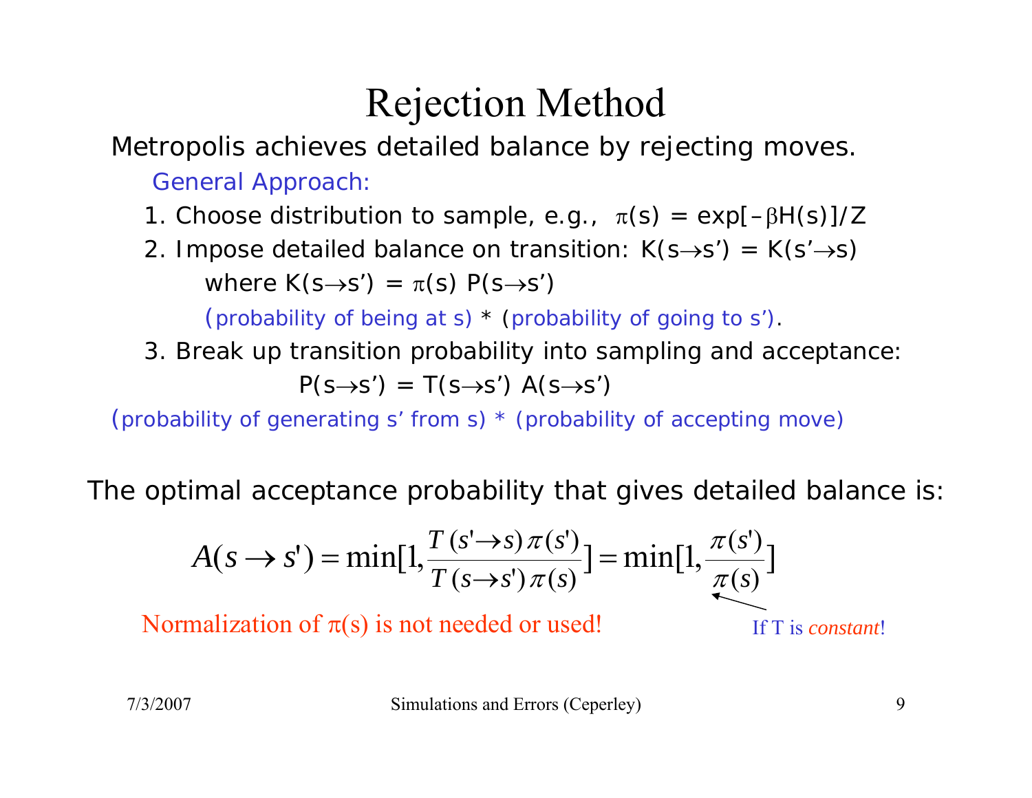# Rejection Method

Metropolis achieves detailed balance by rejecting moves.

General Approach:

1. Choose distribution to sample, e.g., $\pi(s) = \exp[-\beta H(s)]/Z$
2. Impose detailed balance on transition: $K(s \rightarrow s') = K(s' \rightarrow s)$

   where $K(s \rightarrow s') = \pi(s)\, P(s \rightarrow s')$

   (probability of being at s) * (probability of going to s').
3. Break up transition probability into sampling and acceptance:

   $$P(s \rightarrow s') = T(s \rightarrow s')\, A(s \rightarrow s')$$

(probability of generating s' from s) * (probability of accepting move)

The optimal acceptance probability that gives detailed balance is:

$$A(s \rightarrow s') = \min[1, \frac{T(s' \rightarrow s)\, \pi(s')}{T(s \rightarrow s')\, \pi(s)}] = \min[1, \frac{\pi(s')}{\pi(s)}]$$

Normalization of $\pi(s)$ is not needed or used!

If T is *constant*!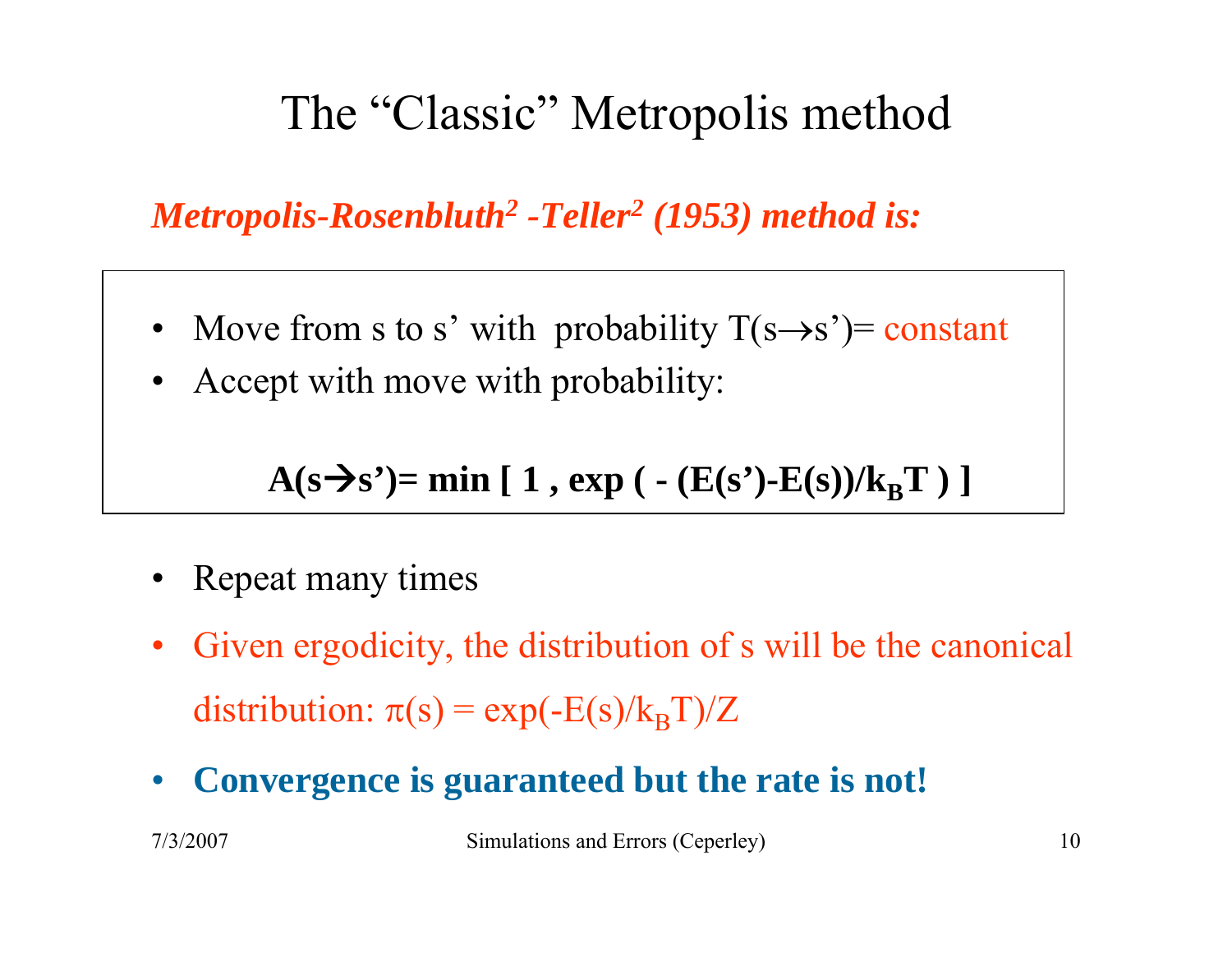# The "Classic" Metropolis method

***Metropolis-Rosenbluth[2] -Teller[2] (1953) method is:***

- Move from s to s' with probability $T(s \rightarrow s')$= constant
- Accept with move with probability:

$$A(s \rightarrow s') = \min\left[\, 1 \,,\, \exp\left( -\left(E(s')-E(s)\right)/k_B T \right) \right]$$

- Repeat many times
- Given ergodicity, the distribution of s will be the canonical distribution: $\pi(s) = \exp(-E(s)/k_B T)/Z$
- **Convergence is guaranteed but the rate is not!**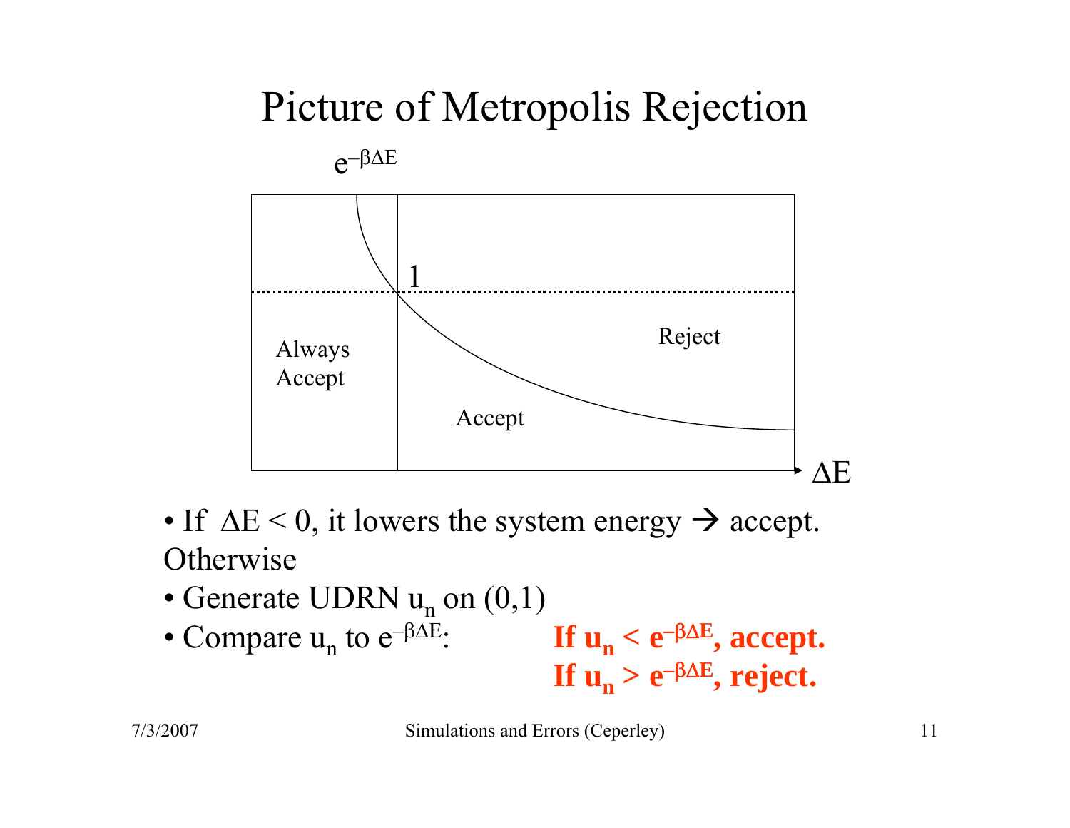# Picture of Metropolis Rejection

$e^{-\beta\Delta E}$

1

Always Accept

Accept

Reject

$\Delta E$

- If $\Delta E < 0$, it lowers the system energy → accept.

Otherwise

- Generate UDRN $u_n$ on (0,1)
- Compare $u_n$ to $e^{-\beta\Delta E}$:

**If $u_n < e^{-\beta\Delta E}$, accept.**
**If $u_n > e^{-\beta\Delta E}$, reject.**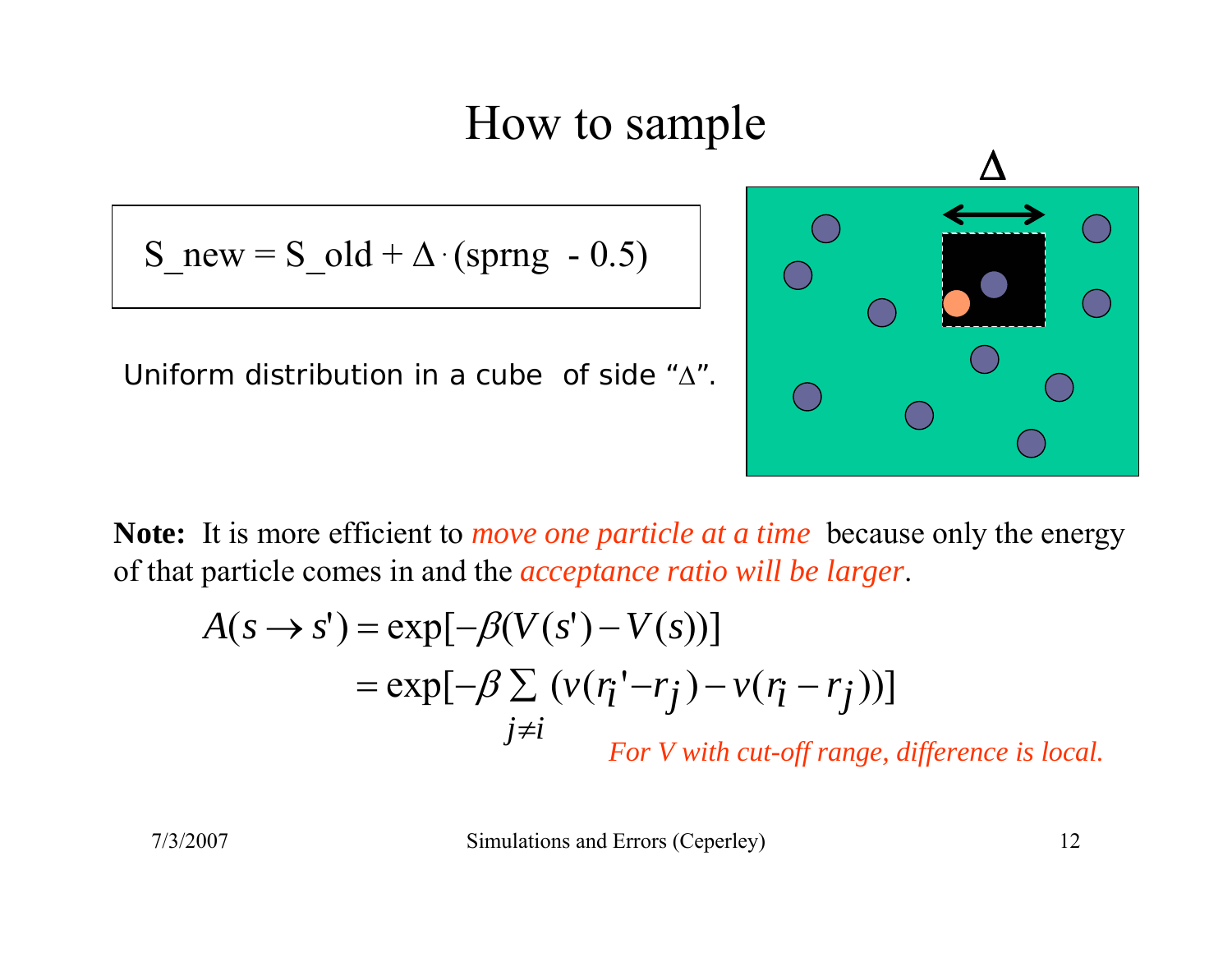# How to sample

$$S\_new = S\_old + \Delta \cdot (sprng - 0.5)$$

Uniform distribution in a cube of side "Δ".

**Note:** It is more efficient to *move one particle at a time* because only the energy of that particle comes in and the *acceptance ratio will be larger*.

$$A(s \rightarrow s') = \exp[-\beta(V(s') - V(s))]$$

$$= \exp[-\beta \sum_{j \neq i} (v(r_i' - r_j) - v(r_i - r_j))]$$

*For V with cut-off range, difference is local.*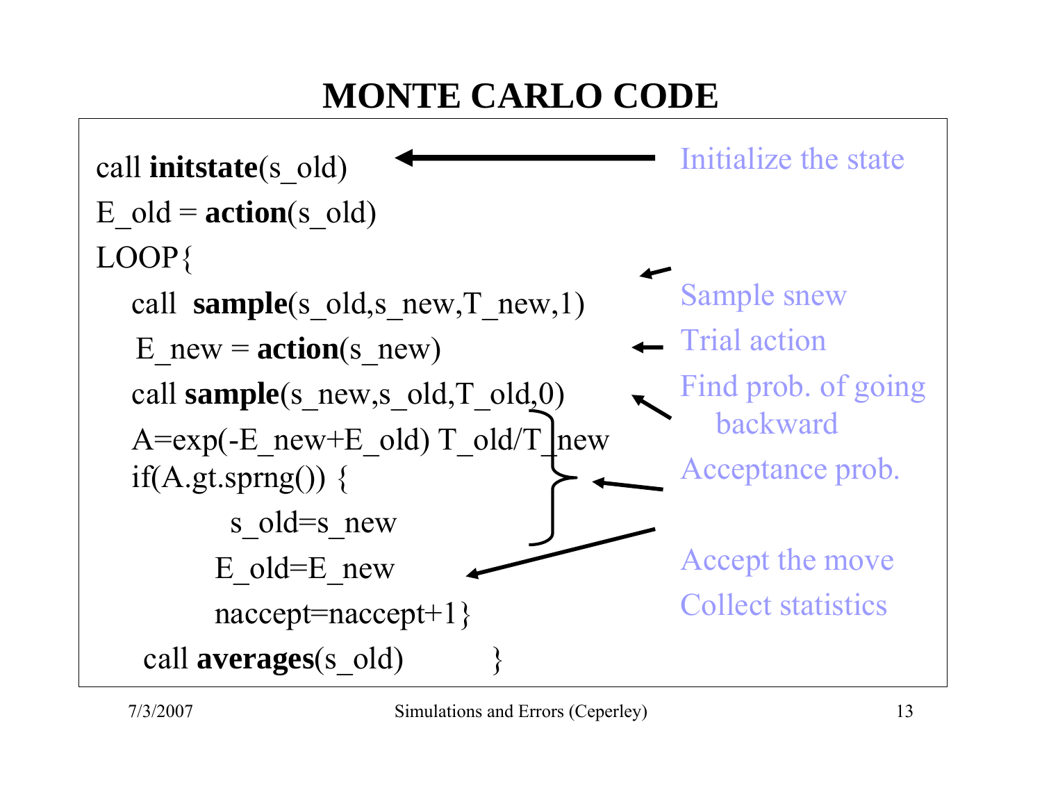# MONTE CARLO CODE

```
call initstate(s_old)
E_old = action(s_old)
LOOP{
    call  sample(s_old,s_new,T_new,1)
    E_new = action(s_new)
    call sample(s_new,s_old,T_old,0)
    A=exp(-E_new+E_old) T_old/T_new
    if(A.gt.sprng()) {
            s_old=s_new
          E_old=E_new
          naccept=naccept+1}
  call averages(s_old)          }
```

- Initialize the state
- Sample snew
- Trial action
- Find prob. of going backward
- Acceptance prob.
- Accept the move
- Collect statistics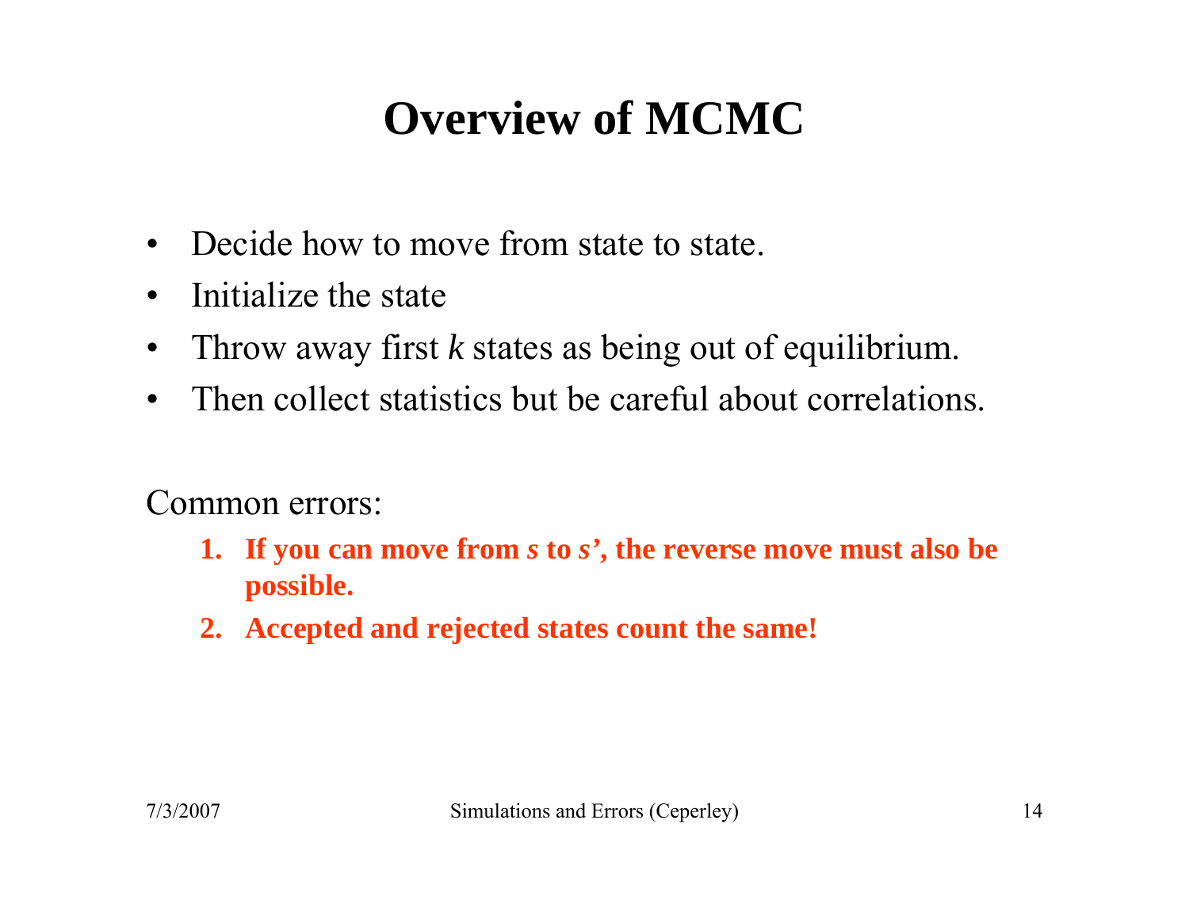# Overview of MCMC

- Decide how to move from state to state.
- Initialize the state
- Throw away first *k* states as being out of equilibrium.
- Then collect statistics but be careful about correlations.

Common errors:

1. **If you can move from *s* to *s'*, the reverse move must also be possible.**
2. **Accepted and rejected states count the same!**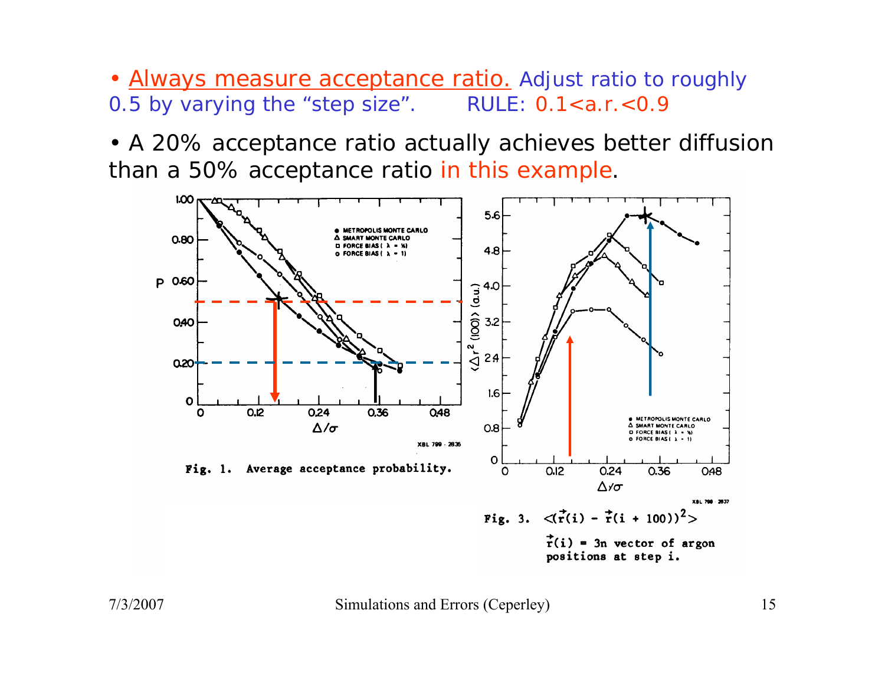- Always measure acceptance ratio. Adjust ratio to roughly 0.5 by varying the "step size". RULE: 0.1<a.r.<0.9

- A 20% acceptance ratio actually achieves better diffusion than a 50% acceptance ratio in this example.

Fig. 1. Average acceptance probability.

Fig. 3. $\langle(\vec{r}(i) - \vec{r}(i + 100))^2\rangle$

$\vec{r}(i)$ = 3n vector of argon positions at step i.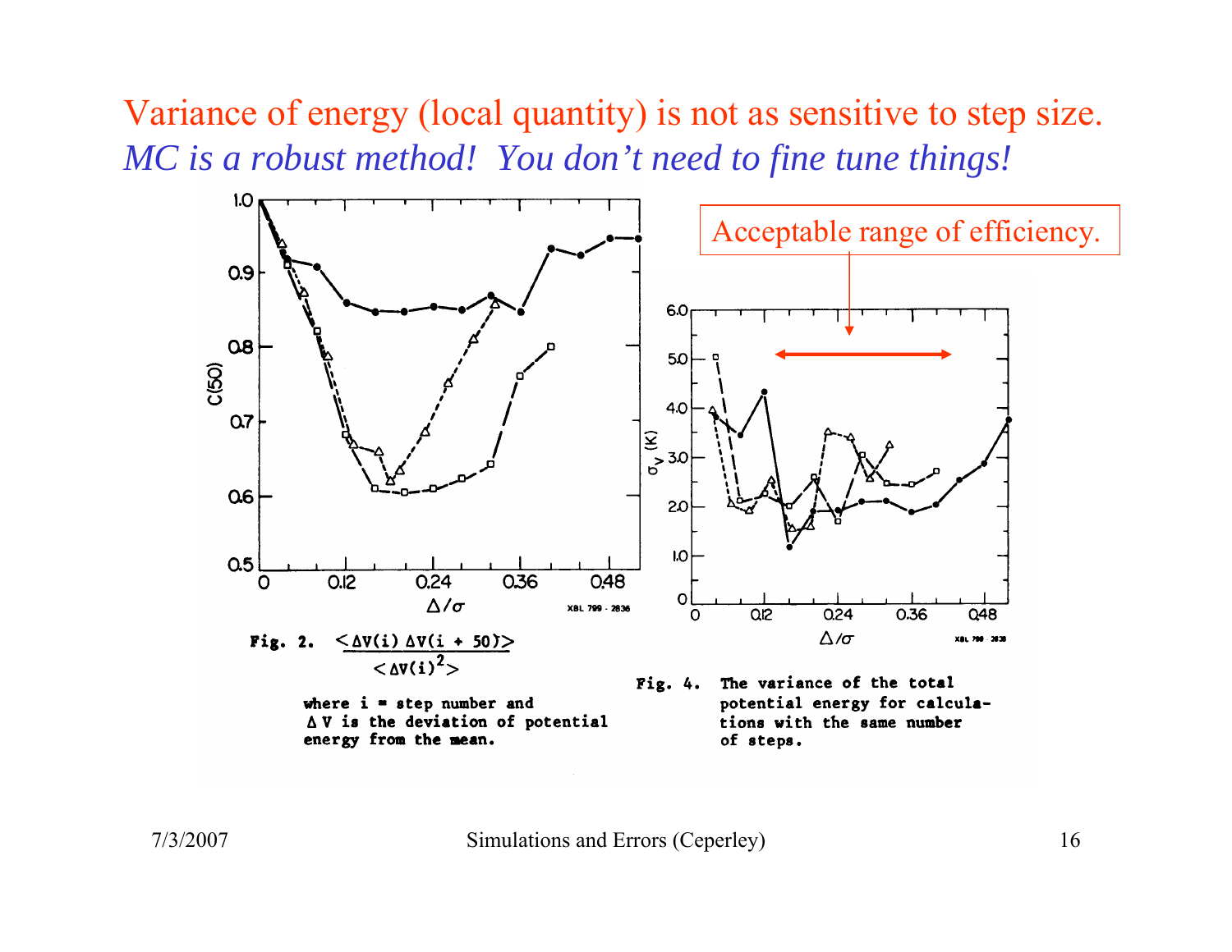# Variance of energy (local quantity) is not as sensitive to step size.

*MC is a robust method! You don't need to fine tune things!*

Acceptable range of efficiency.

**Fig. 2.** $\frac{\langle \Delta V(i)\, \Delta V(i+50) \rangle}{\langle \Delta V(i)^2 \rangle}$

where i = step number and $\Delta V$ is the deviation of potential energy from the mean.

**Fig. 4.** The variance of the total potential energy for calculations with the same number of steps.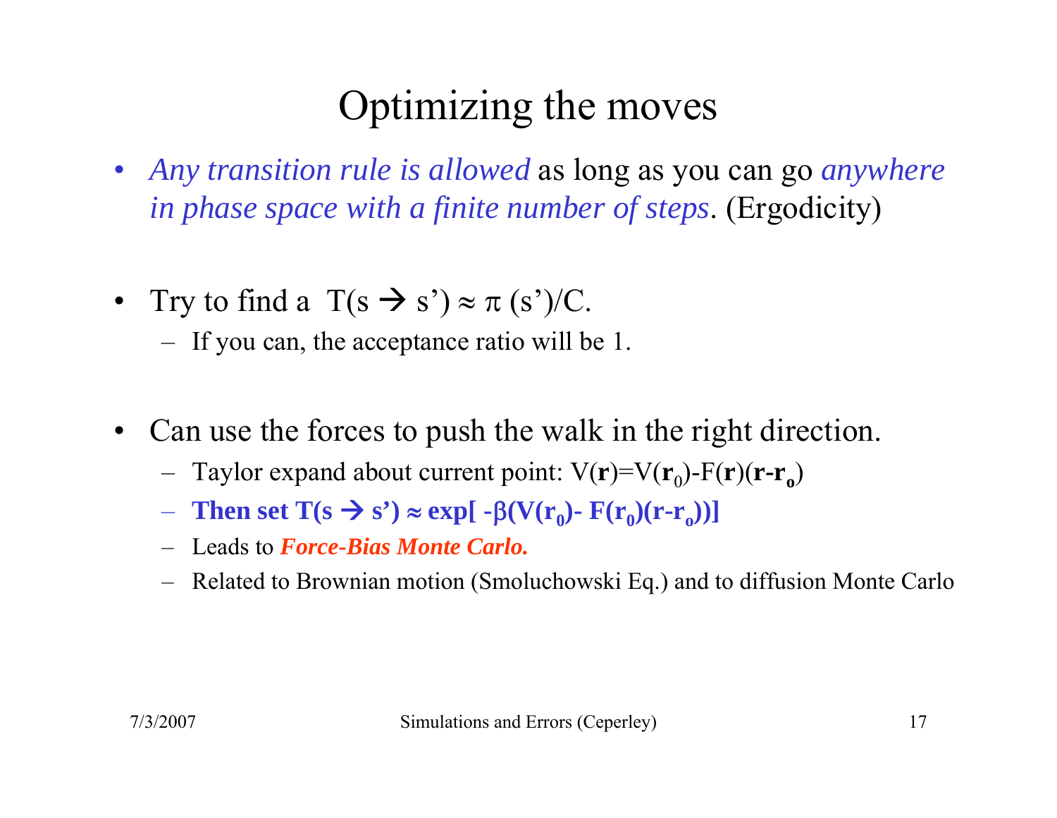# Optimizing the moves

- *Any transition rule is allowed* as long as you can go *anywhere in phase space with a finite number of steps*. (Ergodicity)

- Try to find a $T(s \rightarrow s') \approx \pi(s')/C$.
  - If you can, the acceptance ratio will be 1.

- Can use the forces to push the walk in the right direction.
  - Taylor expand about current point: $V(\mathbf{r}) = V(\mathbf{r}_0) - F(\mathbf{r})(\mathbf{r} - \mathbf{r}_o)$
  - **Then set $T(s \rightarrow s') \approx \exp[-\beta(V(\mathbf{r}_0) - F(\mathbf{r}_0)(\mathbf{r} - \mathbf{r}_o))]$**
  - Leads to ***Force-Bias Monte Carlo.***
  - Related to Brownian motion (Smoluchowski Eq.) and to diffusion Monte Carlo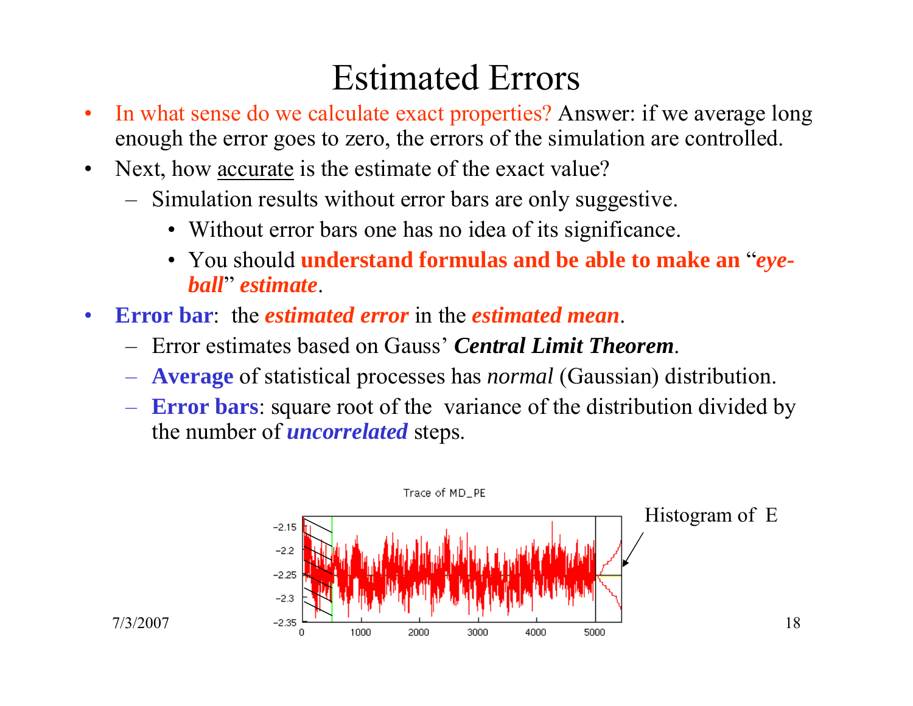# Estimated Errors

- In what sense do we calculate exact properties? Answer: if we average long enough the error goes to zero, the errors of the simulation are controlled.
- Next, how <u>accurate</u> is the estimate of the exact value?
  - Simulation results without error bars are only suggestive.
    - Without error bars one has no idea of its significance.
    - You should **understand formulas and be able to make an** "***eye-ball***" ***estimate***.
- **Error bar**: the ***estimated error*** in the ***estimated mean***.
  - Error estimates based on Gauss' ***Central Limit Theorem***.
  - **Average** of statistical processes has *normal* (Gaussian) distribution.
  - **Error bars**: square root of the variance of the distribution divided by the number of ***uncorrelated*** steps.

Trace of MD_PE

Histogram of E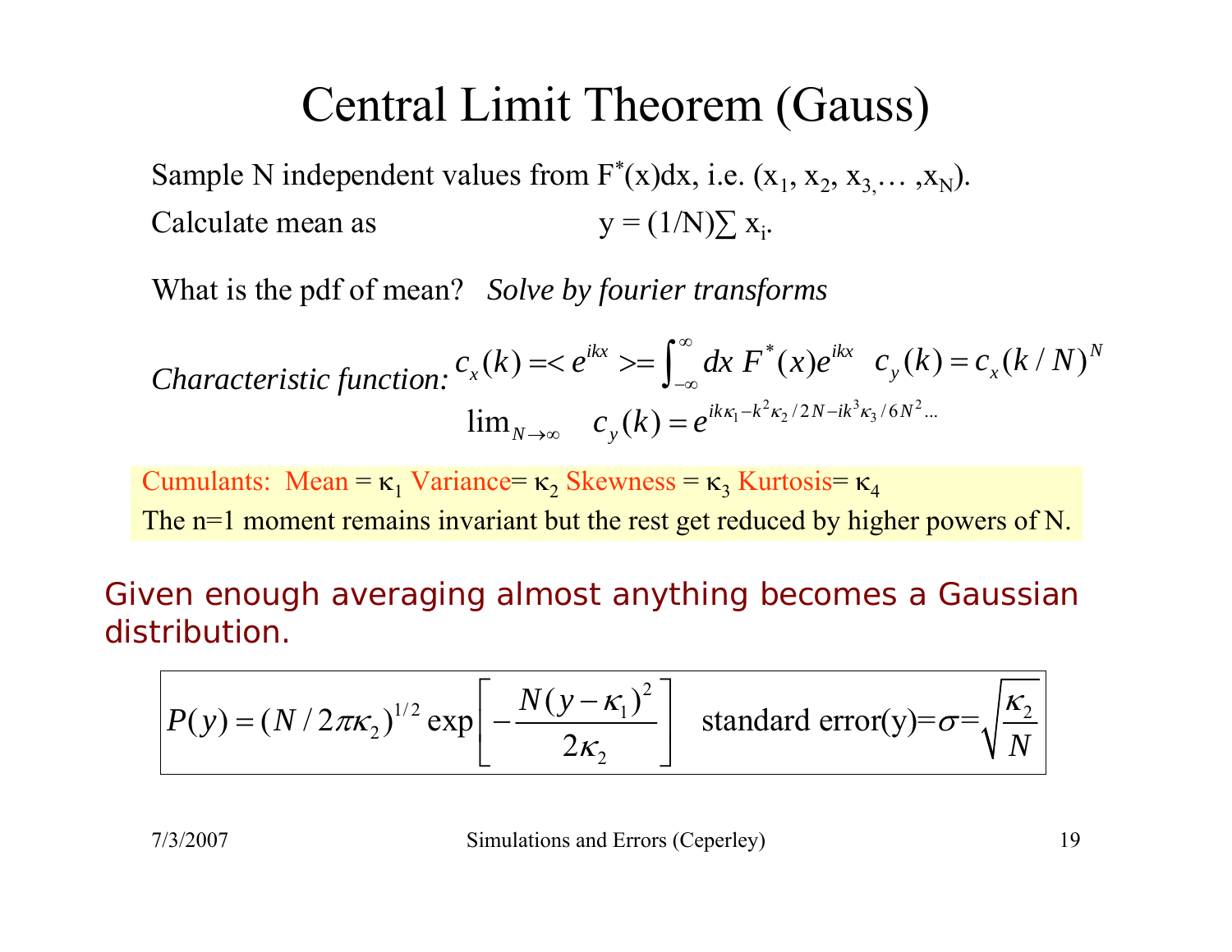# Central Limit Theorem (Gauss)

Sample N independent values from $F^*(x)dx$, i.e. $(x_1, x_2, x_3, \ldots, x_N)$.

Calculate mean as $y = (1/N)\sum x_i$.

What is the pdf of mean? *Solve by fourier transforms*

*Characteristic function:* $c_x(k) = \langle e^{ikx} \rangle = \int_{-\infty}^{\infty} dx\, F^*(x) e^{ikx} \quad c_y(k) = c_x(k/N)^N$

$$\lim_{N\to\infty} \quad c_y(k) = e^{ik\kappa_1 - k^2\kappa_2/2N - ik^3\kappa_3/6N^2 \ldots}$$

Cumulants: Mean = $\kappa_1$ Variance= $\kappa_2$ Skewness = $\kappa_3$ Kurtosis= $\kappa_4$

The n=1 moment remains invariant but the rest get reduced by higher powers of N.

Given enough averaging almost anything becomes a Gaussian distribution.

$$P(y) = (N/2\pi\kappa_2)^{1/2} \exp\left[-\frac{N(y-\kappa_1)^2}{2\kappa_2}\right] \quad \text{standard error(y)} = \sigma = \sqrt{\frac{\kappa_2}{N}}$$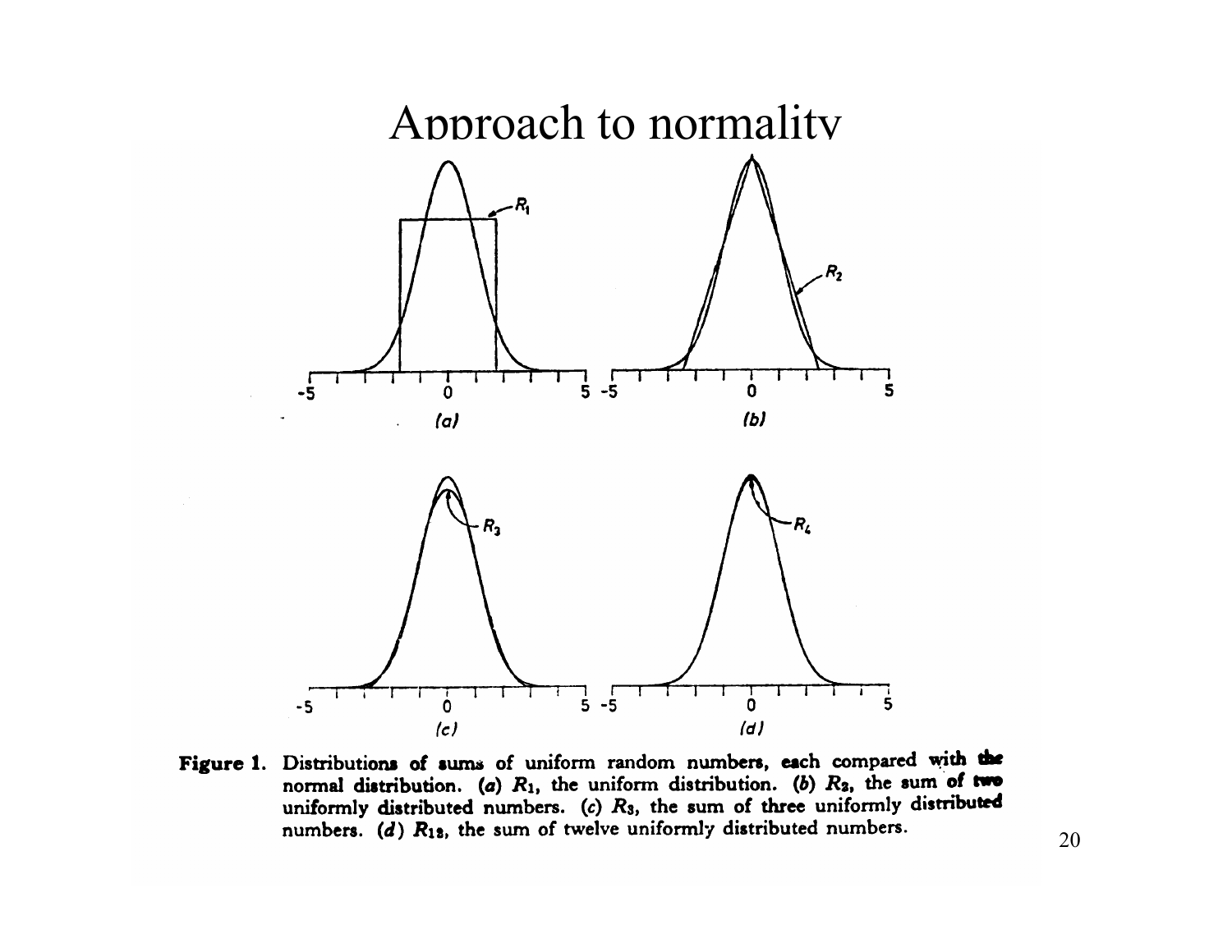# Approach to normality

**Figure 1.** Distributions of sums of uniform random numbers, each compared with the normal distribution. (*a*) $R_1$, the uniform distribution. (*b*) $R_2$, the sum of two uniformly distributed numbers. (*c*) $R_3$, the sum of three uniformly distributed numbers. (*d*) $R_{12}$, the sum of twelve uniformly distributed numbers.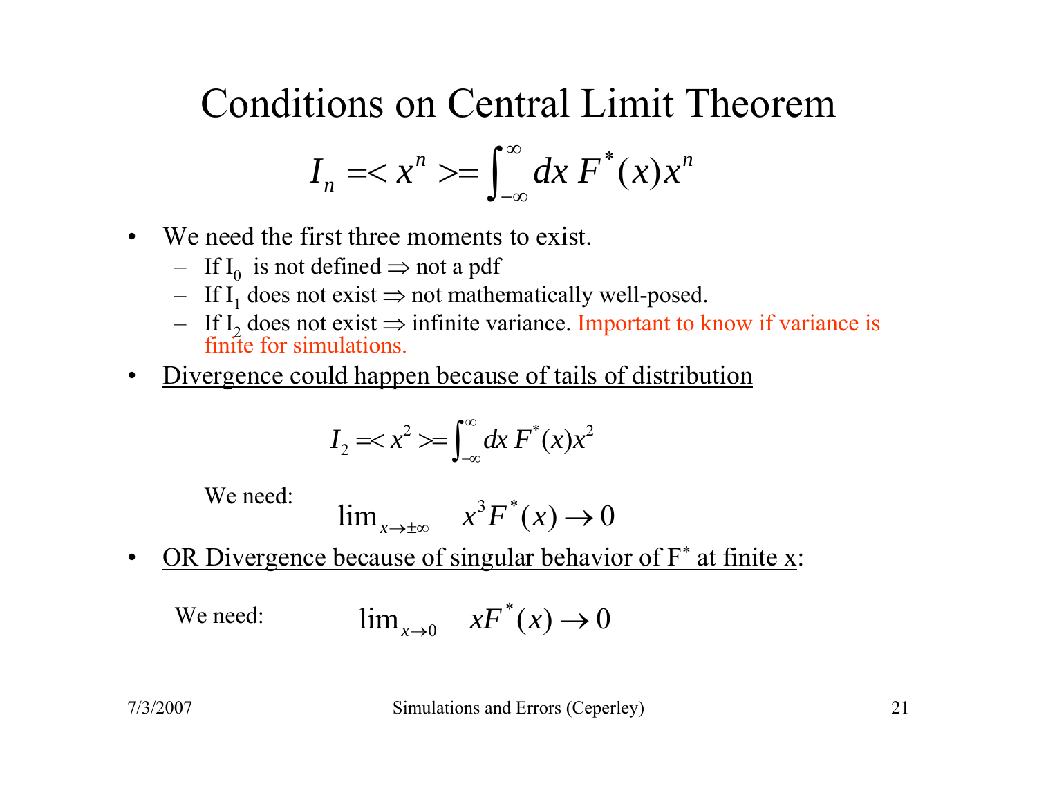# Conditions on Central Limit Theorem

$$I_n = < x^n > = \int_{-\infty}^{\infty} dx \, F^*(x) x^n$$

- We need the first three moments to exist.
  - If $I_0$ is not defined ⇒ not a pdf
  - If $I_1$ does not exist ⇒ not mathematically well-posed.
  - If $I_2$ does not exist ⇒ infinite variance. Important to know if variance is finite for simulations.
- Divergence could happen because of tails of distribution

$$I_2 = < x^2 > = \int_{-\infty}^{\infty} dx \, F^*(x) x^2$$

We need:
$$\lim_{x \to \pm\infty} \quad x^3 F^*(x) \to 0$$

- OR Divergence because of singular behavior of $F^*$ at finite x:

We need:
$$\lim_{x \to 0} \quad x F^*(x) \to 0$$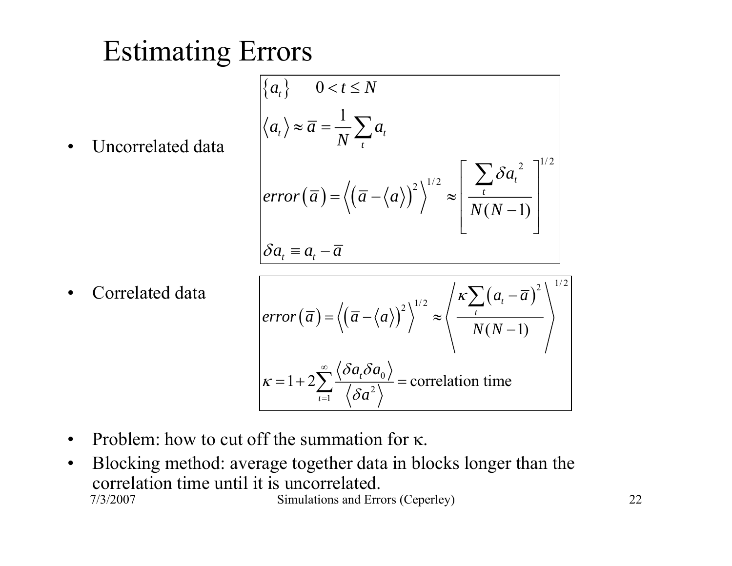# Estimating Errors

- Uncorrelated data

$$\{a_t\} \qquad 0 < t \le N$$

$$\langle a_t \rangle \approx \bar{a} = \frac{1}{N}\sum_t a_t$$

$$error(\bar{a}) = \left\langle \left(\bar{a} - \langle a \rangle\right)^2 \right\rangle^{1/2} \approx \left[ \frac{\sum_t \delta a_t^{\,2}}{N(N-1)} \right]^{1/2}$$

$$\delta a_t \equiv a_t - \bar{a}$$

- Correlated data

$$error(\bar{a}) = \left\langle \left(\bar{a} - \langle a \rangle\right)^2 \right\rangle^{1/2} \approx \left\langle \frac{\kappa \sum_t \left(a_t - \bar{a}\right)^2}{N(N-1)} \right\rangle^{1/2}$$

$$\kappa = 1 + 2\sum_{t=1}^{\infty} \frac{\langle \delta a_t \delta a_0 \rangle}{\langle \delta a^2 \rangle} = \text{correlation time}$$

- Problem: how to cut off the summation for $\kappa$.
- Blocking method: average together data in blocks longer than the correlation time until it is uncorrelated.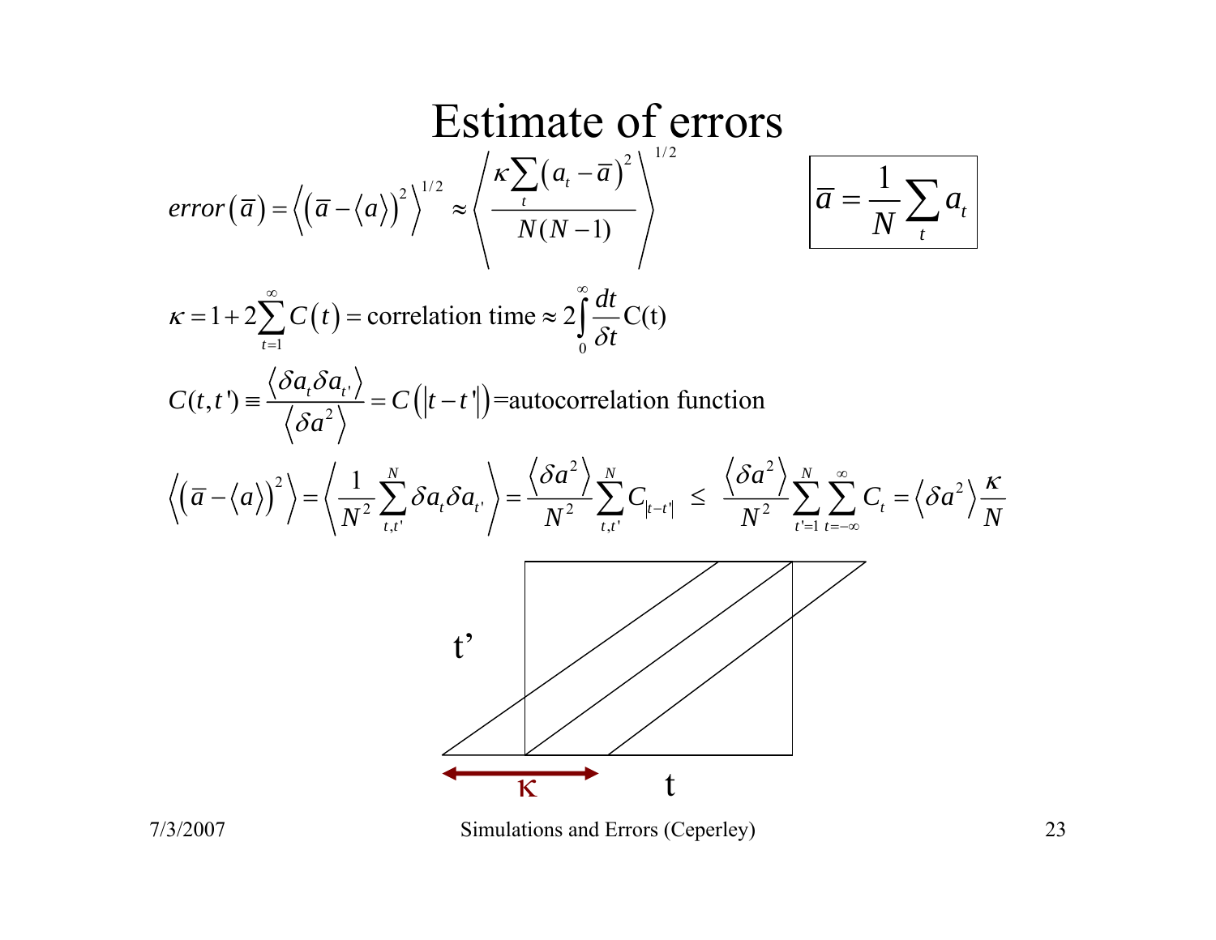# Estimate of errors

$$error(\bar{a}) = \left\langle \left(\bar{a} - \langle a \rangle\right)^2 \right\rangle^{1/2} \approx \left\langle \frac{\kappa \sum_t \left(a_t - \bar{a}\right)^2}{N(N-1)} \right\rangle^{1/2}$$

$$\boxed{\bar{a} = \frac{1}{N} \sum_t a_t}$$

$$\kappa = 1 + 2\sum_{t=1}^{\infty} C(t) = \text{correlation time} \approx 2\int_0^{\infty} \frac{dt}{\delta t} \mathrm{C(t)}$$

$$C(t,t') \equiv \frac{\langle \delta a_t \delta a_{t'} \rangle}{\langle \delta a^2 \rangle} = C\left(\left|t - t'\right|\right) = \text{autocorrelation function}$$

$$\left\langle \left(\bar{a} - \langle a \rangle\right)^2 \right\rangle = \left\langle \frac{1}{N^2} \sum_{t,t'}^{N} \delta a_t \delta a_{t'} \right\rangle = \frac{\langle \delta a^2 \rangle}{N^2} \sum_{t,t'}^{N} C_{|t-t'|} \;\le\; \frac{\langle \delta a^2 \rangle}{N^2} \sum_{t'=1}^{N} \sum_{t=-\infty}^{\infty} C_t = \langle \delta a^2 \rangle \frac{\kappa}{N}$$

t'

κ

t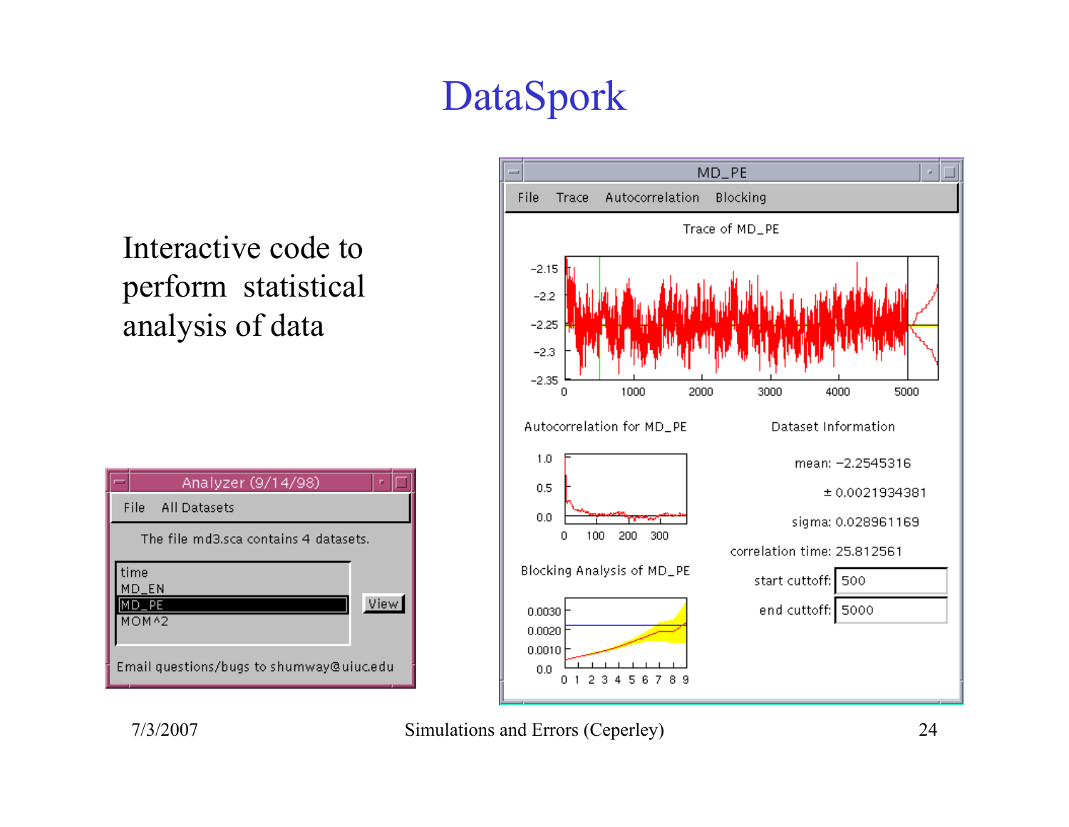# DataSpork

Interactive code to perform statistical analysis of data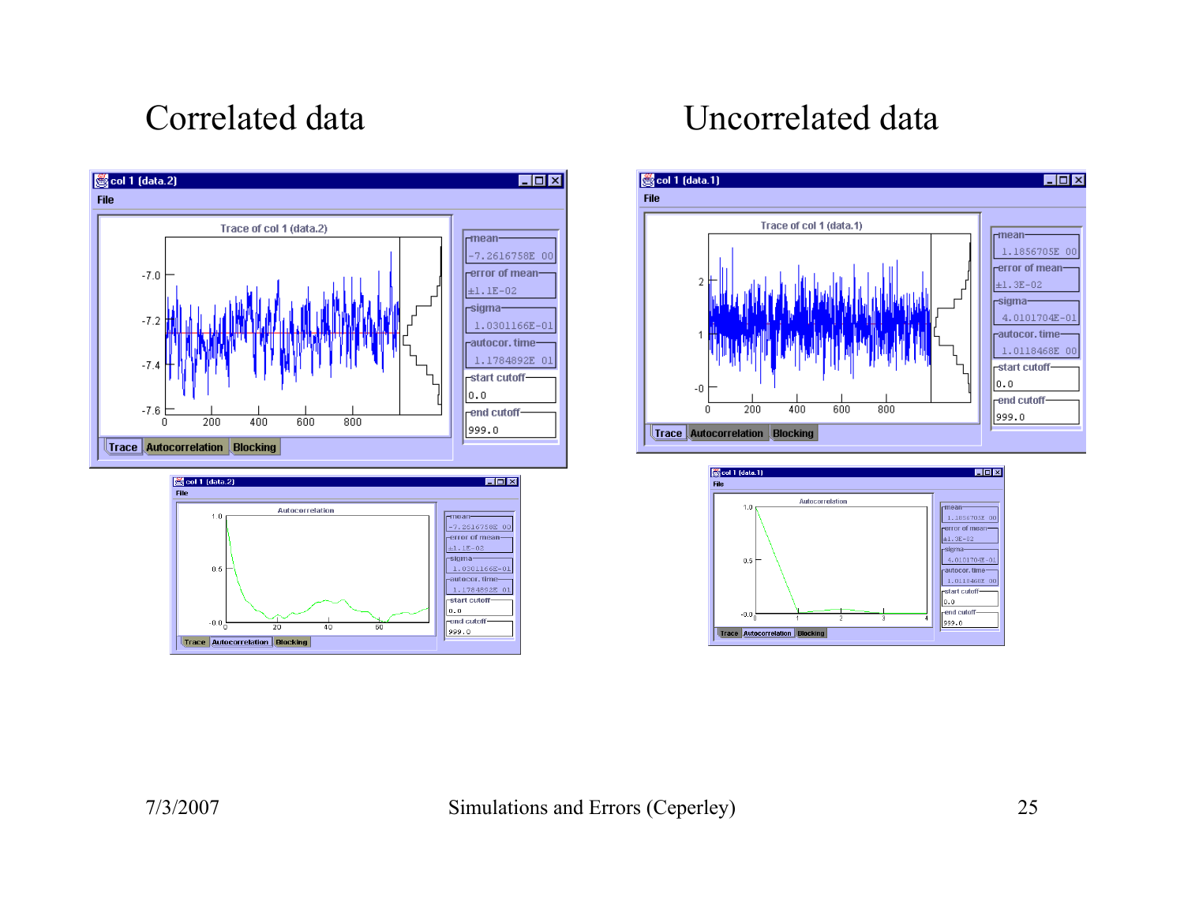## Correlated data

## Uncorrelated data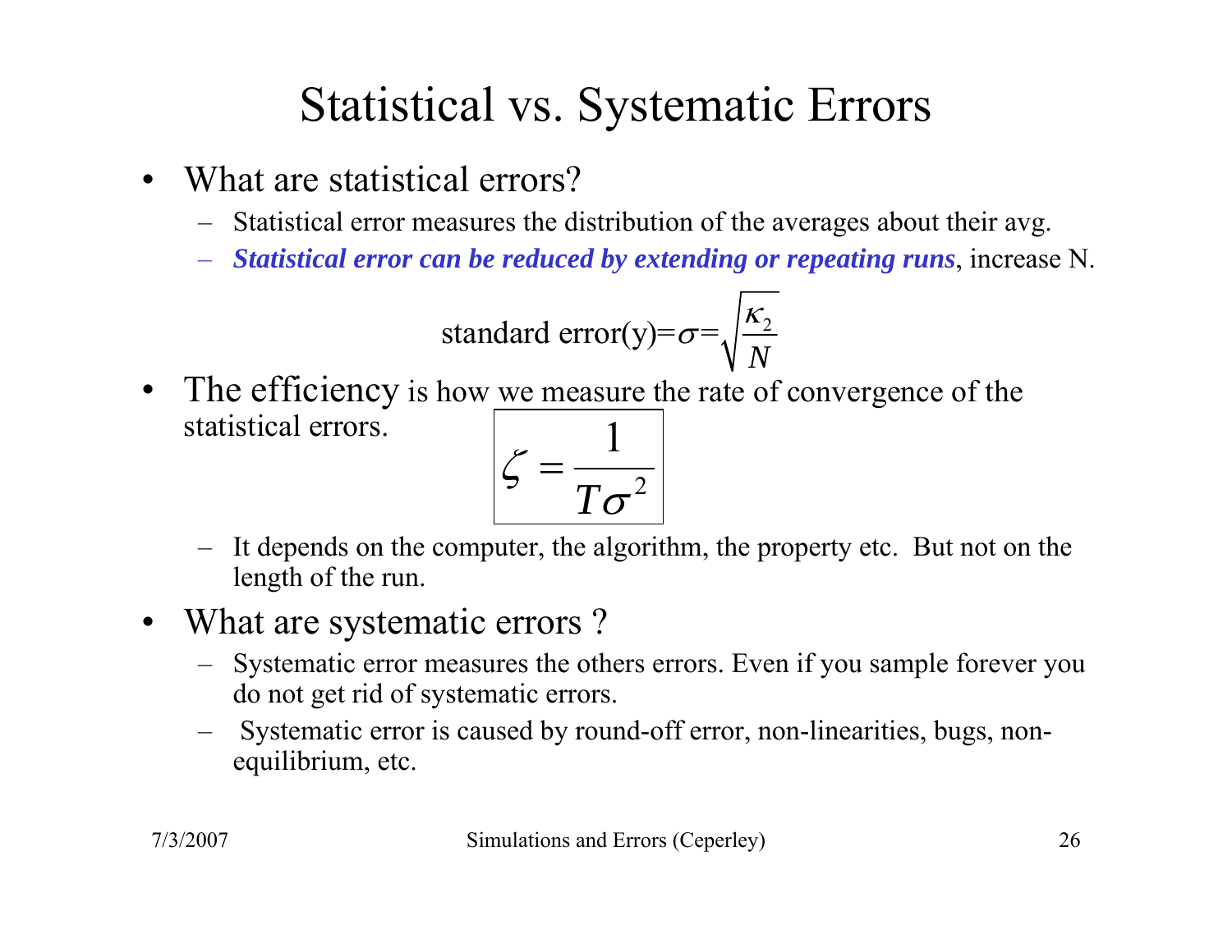# Statistical vs. Systematic Errors

- What are statistical errors?
  - Statistical error measures the distribution of the averages about their avg.
  - ***Statistical error can be reduced by extending or repeating runs***, increase N.

$$\text{standard error(y)} = \sigma = \sqrt{\frac{\kappa_2}{N}}$$

- The efficiency is how we measure the rate of convergence of the statistical errors.

$$\zeta = \frac{1}{T\sigma^2}$$

  - It depends on the computer, the algorithm, the property etc. But not on the length of the run.
- What are systematic errors ?
  - Systematic error measures the others errors. Even if you sample forever you do not get rid of systematic errors.
  - Systematic error is caused by round-off error, non-linearities, bugs, non-equilibrium, etc.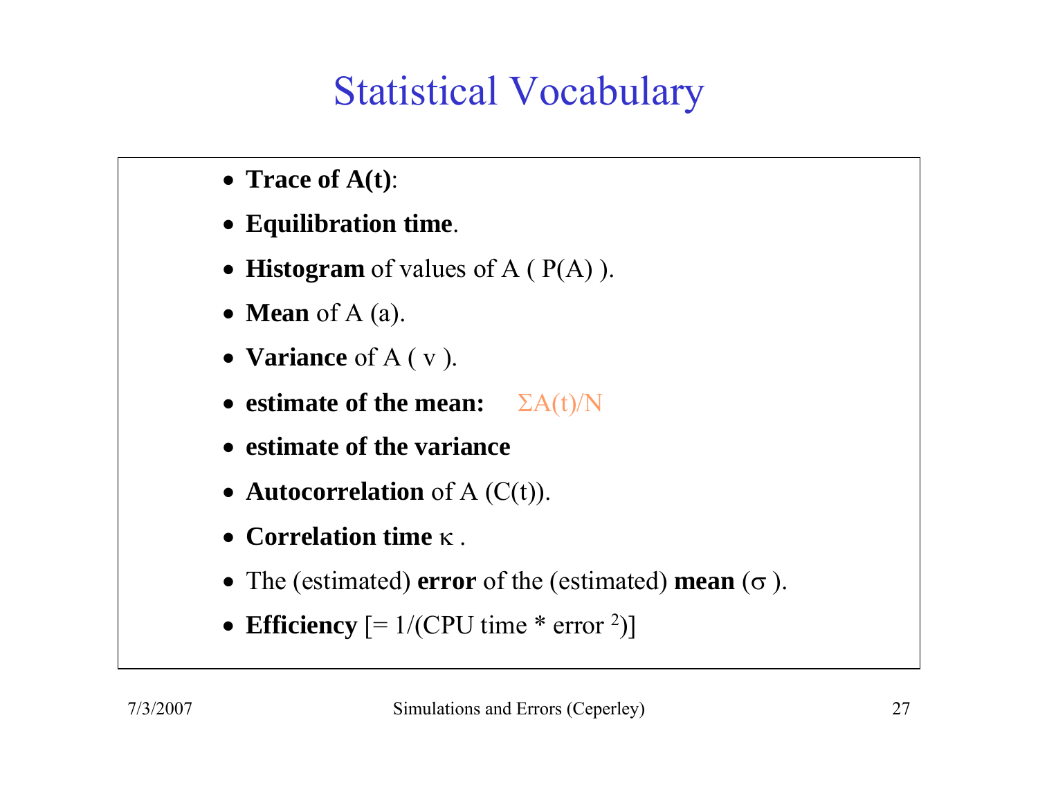# Statistical Vocabulary

- **Trace of A(t)**:
- **Equilibration time**.
- **Histogram** of values of A ( P(A) ).
- **Mean** of A (a).
- **Variance** of A ( v ).
- **estimate of the mean:** $\Sigma A(t)/N$
- **estimate of the variance**
- **Autocorrelation** of A (C(t)).
- **Correlation time** $\kappa$ .
- The (estimated) **error** of the (estimated) **mean** ($\sigma$ ).
- **Efficiency** [= 1/(CPU time * error $^2$)]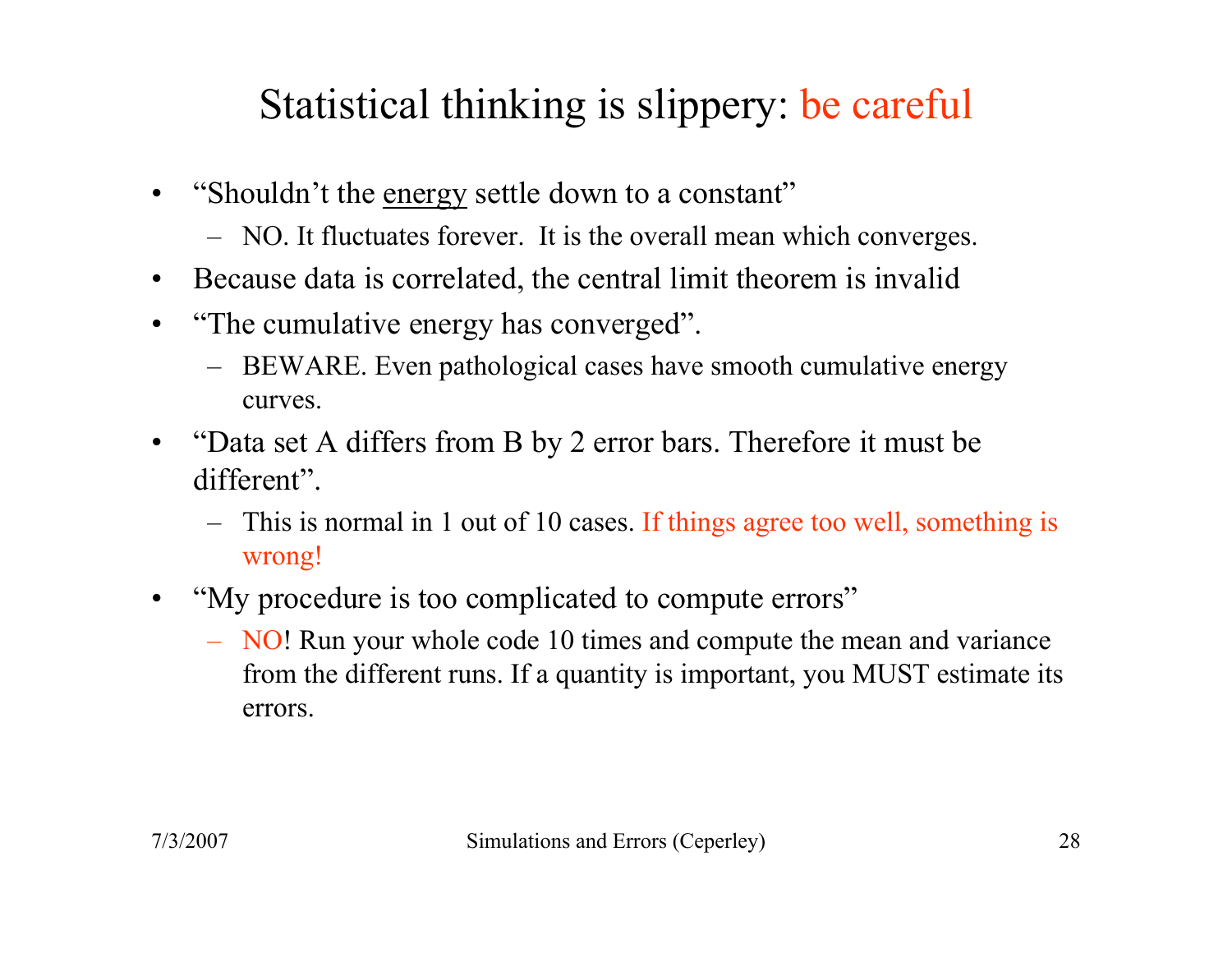# Statistical thinking is slippery: be careful

- "Shouldn't the <u>energy</u> settle down to a constant"
  - NO. It fluctuates forever. It is the overall mean which converges.
- Because data is correlated, the central limit theorem is invalid
- "The cumulative energy has converged".
  - BEWARE. Even pathological cases have smooth cumulative energy curves.
- "Data set A differs from B by 2 error bars. Therefore it must be different".
  - This is normal in 1 out of 10 cases. If things agree too well, something is wrong!
- "My procedure is too complicated to compute errors"
  - NO! Run your whole code 10 times and compute the mean and variance from the different runs. If a quantity is important, you MUST estimate its errors.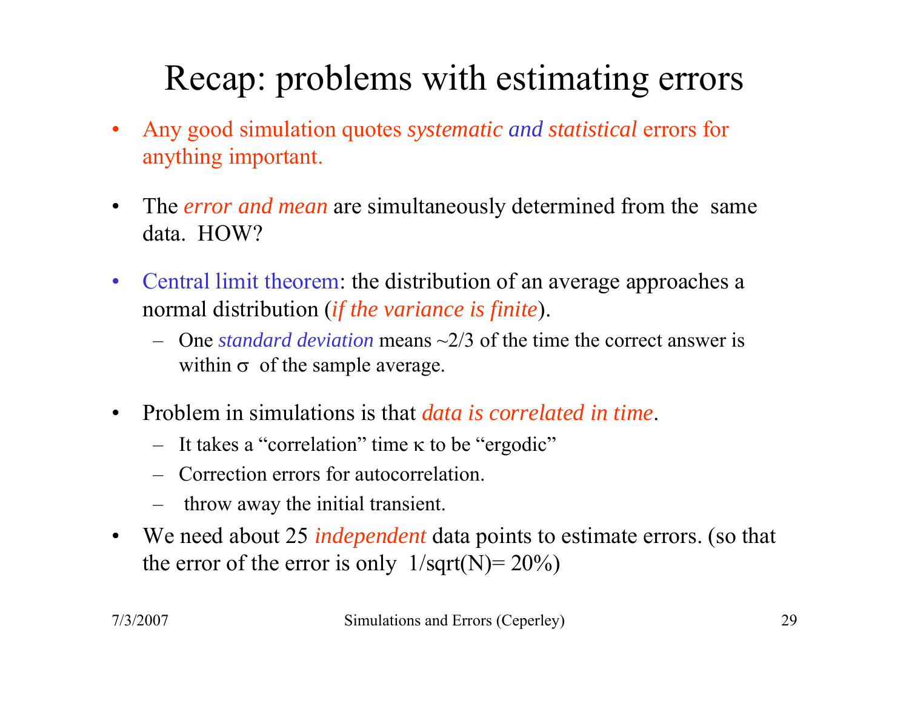# Recap: problems with estimating errors

- Any good simulation quotes *systematic and statistical* errors for anything important.
- The *error and mean* are simultaneously determined from the same data. HOW?
- Central limit theorem: the distribution of an average approaches a normal distribution (*if the variance is finite*).
  - One *standard deviation* means ~2/3 of the time the correct answer is within $\sigma$ of the sample average.
- Problem in simulations is that *data is correlated in time*.
  - It takes a "correlation" time $\kappa$ to be "ergodic"
  - Correction errors for autocorrelation.
  - throw away the initial transient.
- We need about 25 *independent* data points to estimate errors. (so that the error of the error is only 1/sqrt(N)= 20%)